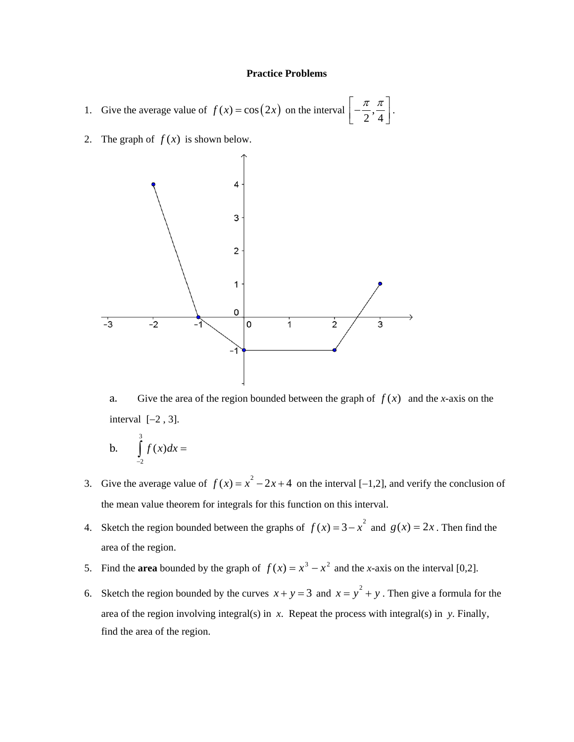**Practice Problems**

1. Give the average value of $f(x) = \cos(2x)$ on the interval $\left[-\frac{\pi}{2}, \frac{\pi}{4}\right]$.

2. The graph of $f(x)$ is shown below.

   a. Give the area of the region bounded between the graph of $f(x)$ and the *x*-axis on the interval $[-2, 3]$.

   b. $\int_{-2}^{3} f(x)dx =$

3. Give the average value of $f(x) = x^2 - 2x + 4$ on the interval $[-1,2]$, and verify the conclusion of the mean value theorem for integrals for this function on this interval.

4. Sketch the region bounded between the graphs of $f(x) = 3 - x^2$ and $g(x) = 2x$. Then find the area of the region.

5. Find the **area** bounded by the graph of $f(x) = x^3 - x^2$ and the *x*-axis on the interval $[0,2]$.

6. Sketch the region bounded by the curves $x + y = 3$ and $x = y^2 + y$. Then give a formula for the area of the region involving integral(s) in *x*. Repeat the process with integral(s) in *y*. Finally, find the area of the region.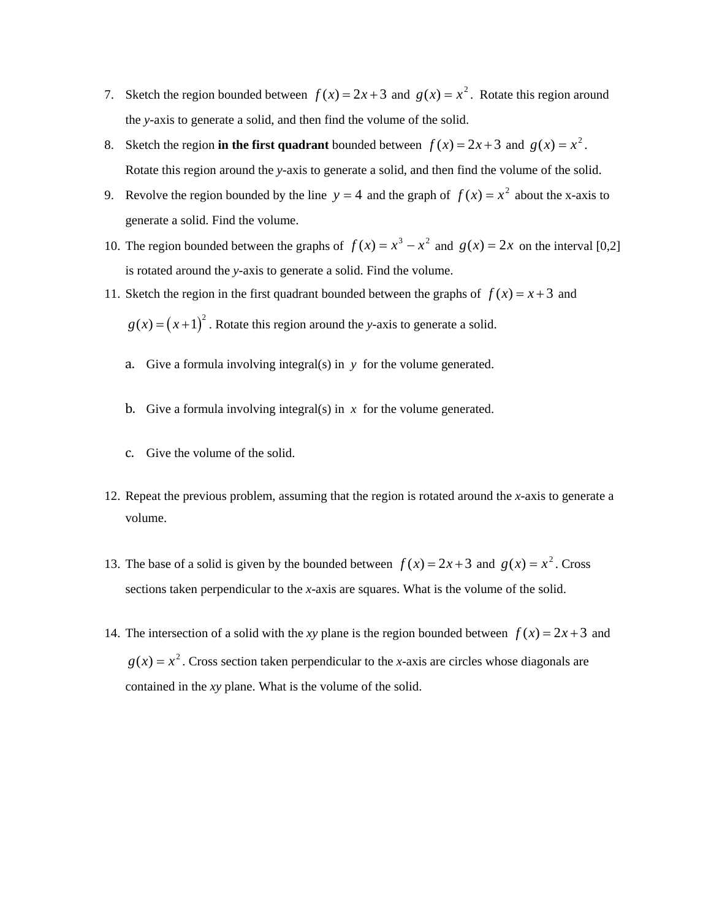7. Sketch the region bounded between $f(x) = 2x + 3$ and $g(x) = x^2$. Rotate this region around the *y*-axis to generate a solid, and then find the volume of the solid.
8. Sketch the region **in the first quadrant** bounded between $f(x) = 2x + 3$ and $g(x) = x^2$. Rotate this region around the *y*-axis to generate a solid, and then find the volume of the solid.
9. Revolve the region bounded by the line $y = 4$ and the graph of $f(x) = x^2$ about the x-axis to generate a solid. Find the volume.
10. The region bounded between the graphs of $f(x) = x^3 - x^2$ and $g(x) = 2x$ on the interval [0,2] is rotated around the *y*-axis to generate a solid. Find the volume.
11. Sketch the region in the first quadrant bounded between the graphs of $f(x) = x + 3$ and $g(x) = (x+1)^2$. Rotate this region around the *y*-axis to generate a solid.

    a. Give a formula involving integral(s) in $y$ for the volume generated.

    b. Give a formula involving integral(s) in $x$ for the volume generated.

    c. Give the volume of the solid.

12. Repeat the previous problem, assuming that the region is rotated around the *x*-axis to generate a volume.

13. The base of a solid is given by the bounded between $f(x) = 2x + 3$ and $g(x) = x^2$. Cross sections taken perpendicular to the *x*-axis are squares. What is the volume of the solid.

14. The intersection of a solid with the *xy* plane is the region bounded between $f(x) = 2x + 3$ and $g(x) = x^2$. Cross section taken perpendicular to the *x*-axis are circles whose diagonals are contained in the *xy* plane. What is the volume of the solid.